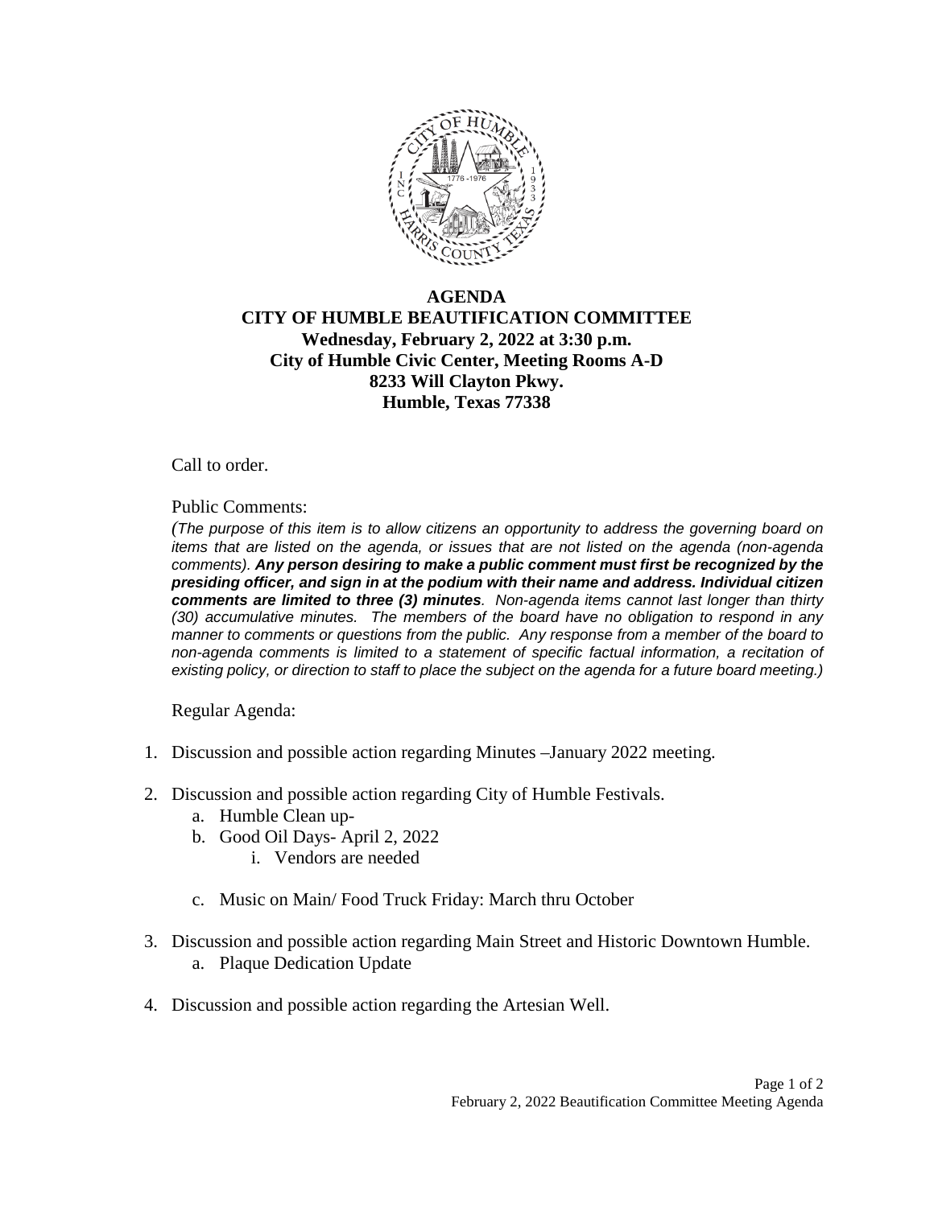# AGENDA
## CITY OF HUMBLE BEAUTIFICATION COMMITTEE
**Wednesday, February 2, 2022 at 3:30 p.m.**
**City of Humble Civic Center, Meeting Rooms A-D**
**8233 Will Clayton Pkwy.**
**Humble, Texas 77338**

Call to order.

Public Comments:

*(The purpose of this item is to allow citizens an opportunity to address the governing board on items that are listed on the agenda, or issues that are not listed on the agenda (non-agenda comments). **Any person desiring to make a public comment must first be recognized by the presiding officer, and sign in at the podium with their name and address. Individual citizen comments are limited to three (3) minutes**. Non-agenda items cannot last longer than thirty (30) accumulative minutes. The members of the board have no obligation to respond in any manner to comments or questions from the public. Any response from a member of the board to non-agenda comments is limited to a statement of specific factual information, a recitation of existing policy, or direction to staff to place the subject on the agenda for a future board meeting.)*

Regular Agenda:

1. Discussion and possible action regarding Minutes –January 2022 meeting.
2. Discussion and possible action regarding City of Humble Festivals.
   a. Humble Clean up-
   b. Good Oil Days- April 2, 2022
      i. Vendors are needed
   c. Music on Main/ Food Truck Friday: March thru October
3. Discussion and possible action regarding Main Street and Historic Downtown Humble.
   a. Plaque Dedication Update
4. Discussion and possible action regarding the Artesian Well.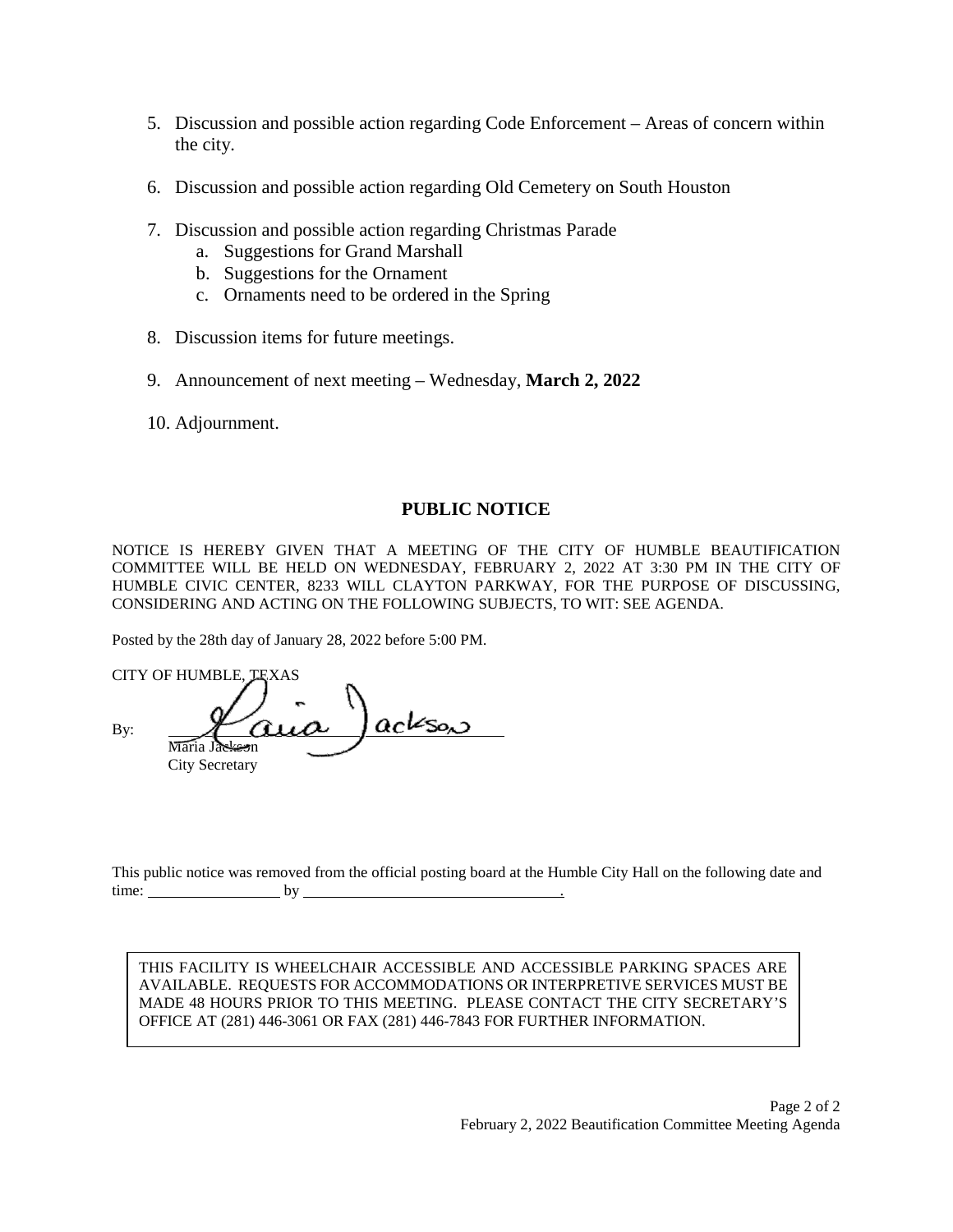5. Discussion and possible action regarding Code Enforcement – Areas of concern within the city.

6. Discussion and possible action regarding Old Cemetery on South Houston

7. Discussion and possible action regarding Christmas Parade
   a. Suggestions for Grand Marshall
   b. Suggestions for the Ornament
   c. Ornaments need to be ordered in the Spring

8. Discussion items for future meetings.

9. Announcement of next meeting – Wednesday, **March 2, 2022**

10. Adjournment.

## PUBLIC NOTICE

NOTICE IS HEREBY GIVEN THAT A MEETING OF THE CITY OF HUMBLE BEAUTIFICATION COMMITTEE WILL BE HELD ON WEDNESDAY, FEBRUARY 2, 2022 AT 3:30 PM IN THE CITY OF HUMBLE CIVIC CENTER, 8233 WILL CLAYTON PARKWAY, FOR THE PURPOSE OF DISCUSSING, CONSIDERING AND ACTING ON THE FOLLOWING SUBJECTS, TO WIT: SEE AGENDA.

Posted by the 28th day of January 28, 2022 before 5:00 PM.

CITY OF HUMBLE, TEXAS

By: ______________________________
Maria Jackson
City Secretary

This public notice was removed from the official posting board at the Humble City Hall on the following date and time: ________________ by ________________________________.

THIS FACILITY IS WHEELCHAIR ACCESSIBLE AND ACCESSIBLE PARKING SPACES ARE AVAILABLE. REQUESTS FOR ACCOMMODATIONS OR INTERPRETIVE SERVICES MUST BE MADE 48 HOURS PRIOR TO THIS MEETING. PLEASE CONTACT THE CITY SECRETARY'S OFFICE AT (281) 446-3061 OR FAX (281) 446-7843 FOR FURTHER INFORMATION.